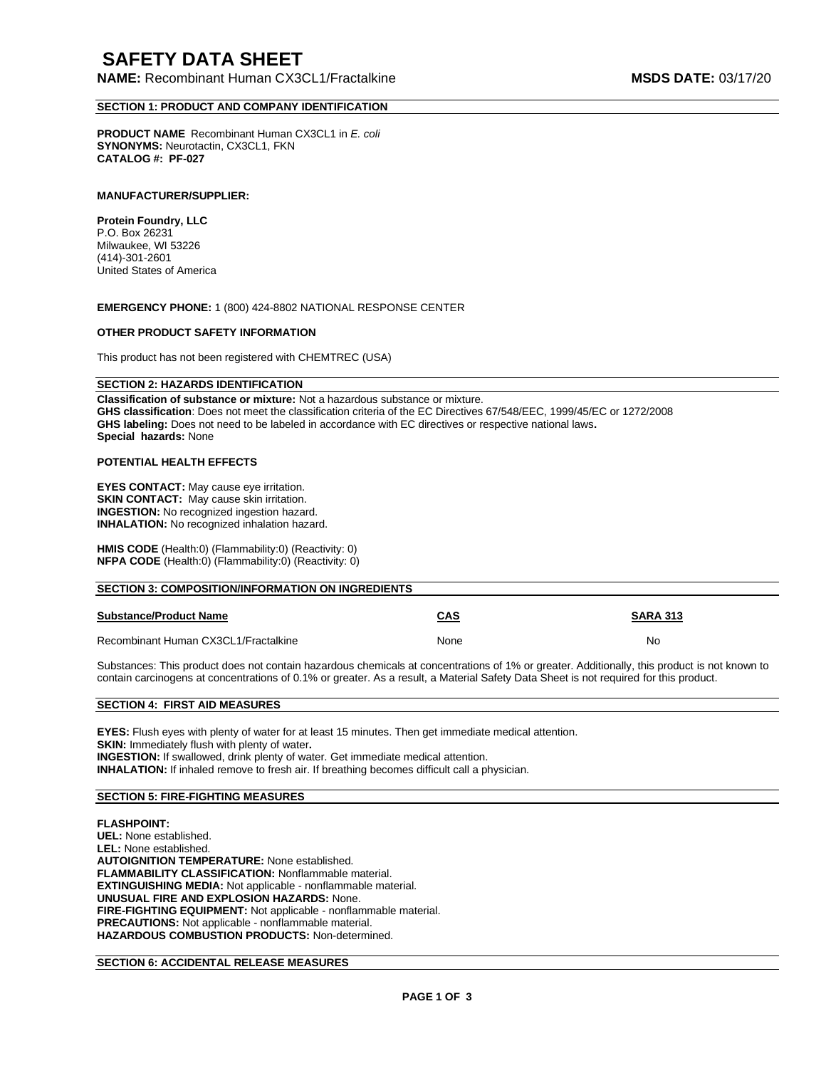# SAFETY DATA SHEET

**NAME:** Recombinant Human CX3CL1/Fractalkine **MSDS DATE:** 03/17/20

## SECTION 1: PRODUCT AND COMPANY IDENTIFICATION

**PRODUCT NAME** Recombinant Human CX3CL1 in *E. coli*
**SYNONYMS:** Neurotactin, CX3CL1, FKN
**CATALOG #: PF-027**

**MANUFACTURER/SUPPLIER:**

**Protein Foundry, LLC**
P.O. Box 26231
Milwaukee, WI 53226
(414)-301-2601
United States of America

**EMERGENCY PHONE:** 1 (800) 424-8802 NATIONAL RESPONSE CENTER

**OTHER PRODUCT SAFETY INFORMATION**

This product has not been registered with CHEMTREC (USA)

## SECTION 2: HAZARDS IDENTIFICATION

**Classification of substance or mixture:** Not a hazardous substance or mixture.
**GHS classification**: Does not meet the classification criteria of the EC Directives 67/548/EEC, 1999/45/EC or 1272/2008
**GHS labeling:** Does not need to be labeled in accordance with EC directives or respective national laws**.**
**Special hazards:** None

**POTENTIAL HEALTH EFFECTS**

**EYES CONTACT:** May cause eye irritation.
**SKIN CONTACT:** May cause skin irritation.
**INGESTION:** No recognized ingestion hazard.
**INHALATION:** No recognized inhalation hazard.

**HMIS CODE** (Health:0) (Flammability:0) (Reactivity: 0)
**NFPA CODE** (Health:0) (Flammability:0) (Reactivity: 0)

## SECTION 3: COMPOSITION/INFORMATION ON INGREDIENTS

| Substance/Product Name | CAS | SARA 313 |
|---|---|---|
| Recombinant Human CX3CL1/Fractalkine | None | No |

Substances: This product does not contain hazardous chemicals at concentrations of 1% or greater. Additionally, this product is not known to contain carcinogens at concentrations of 0.1% or greater. As a result, a Material Safety Data Sheet is not required for this product.

## SECTION 4: FIRST AID MEASURES

**EYES:** Flush eyes with plenty of water for at least 15 minutes. Then get immediate medical attention.
**SKIN:** Immediately flush with plenty of water**.**
**INGESTION:** If swallowed, drink plenty of water. Get immediate medical attention.
**INHALATION:** If inhaled remove to fresh air. If breathing becomes difficult call a physician.

## SECTION 5: FIRE-FIGHTING MEASURES

**FLASHPOINT:**
**UEL:** None established.
**LEL:** None established.
**AUTOIGNITION TEMPERATURE:** None established.
**FLAMMABILITY CLASSIFICATION:** Nonflammable material.
**EXTINGUISHING MEDIA:** Not applicable - nonflammable material.
**UNUSUAL FIRE AND EXPLOSION HAZARDS:** None.
**FIRE-FIGHTING EQUIPMENT:** Not applicable - nonflammable material.
**PRECAUTIONS:** Not applicable - nonflammable material.
**HAZARDOUS COMBUSTION PRODUCTS:** Non-determined.

## SECTION 6: ACCIDENTAL RELEASE MEASURES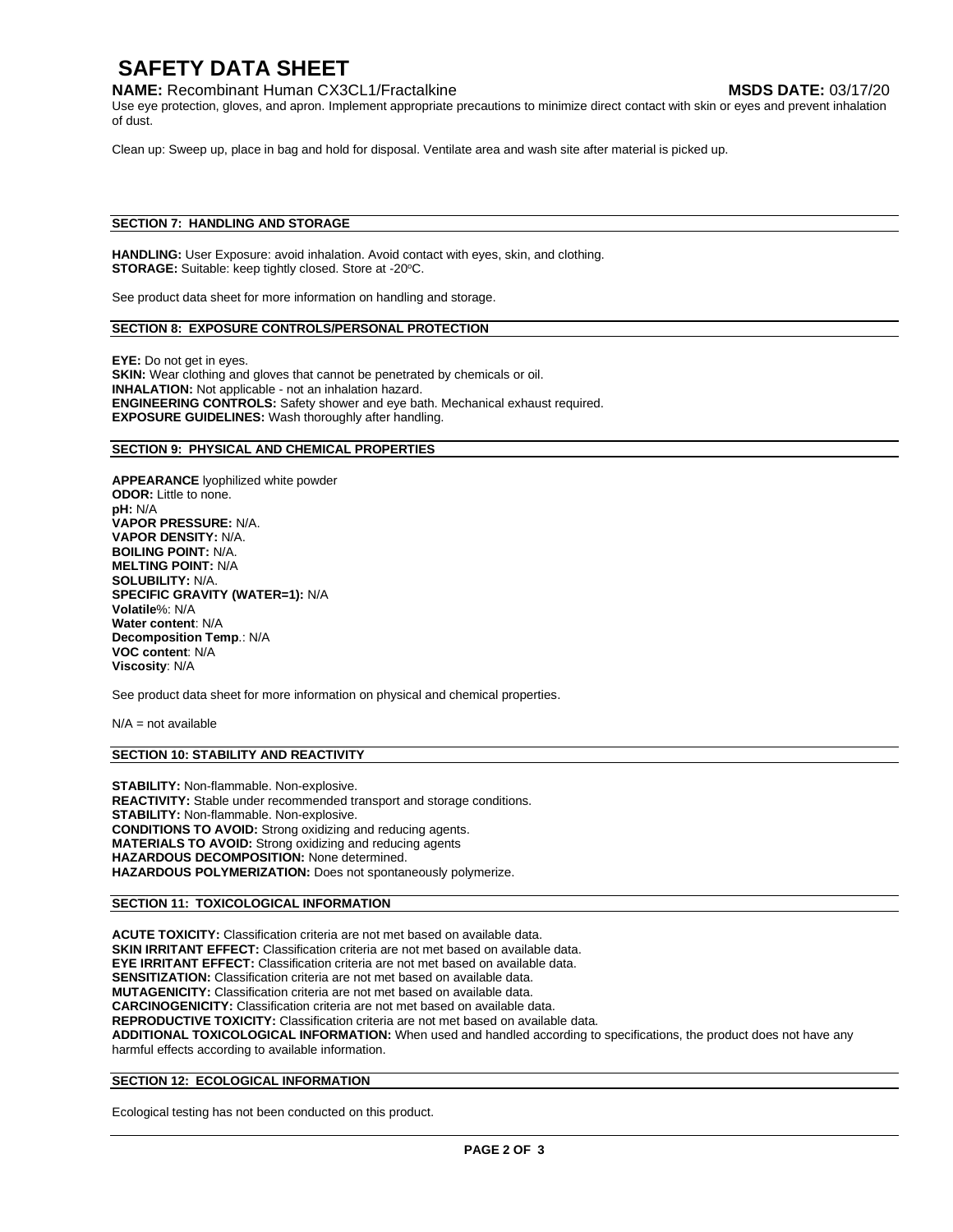# SAFETY DATA SHEET

**NAME:** Recombinant Human CX3CL1/Fractalkine **MSDS DATE:** 03/17/20

Use eye protection, gloves, and apron. Implement appropriate precautions to minimize direct contact with skin or eyes and prevent inhalation of dust.

Clean up: Sweep up, place in bag and hold for disposal. Ventilate area and wash site after material is picked up.

## SECTION 7: HANDLING AND STORAGE

**HANDLING:** User Exposure: avoid inhalation. Avoid contact with eyes, skin, and clothing.
**STORAGE:** Suitable: keep tightly closed. Store at -20ºC.

See product data sheet for more information on handling and storage.

## SECTION 8: EXPOSURE CONTROLS/PERSONAL PROTECTION

**EYE:** Do not get in eyes.
**SKIN:** Wear clothing and gloves that cannot be penetrated by chemicals or oil.
**INHALATION:** Not applicable - not an inhalation hazard.
**ENGINEERING CONTROLS:** Safety shower and eye bath. Mechanical exhaust required.
**EXPOSURE GUIDELINES:** Wash thoroughly after handling.

## SECTION 9: PHYSICAL AND CHEMICAL PROPERTIES

**APPEARANCE** lyophilized white powder
**ODOR:** Little to none.
**pH:** N/A
**VAPOR PRESSURE:** N/A.
**VAPOR DENSITY:** N/A.
**BOILING POINT:** N/A.
**MELTING POINT:** N/A
**SOLUBILITY:** N/A.
**SPECIFIC GRAVITY (WATER=1):** N/A
**Volatile**%: N/A
**Water content**: N/A
**Decomposition Temp**.: N/A
**VOC content**: N/A
**Viscosity**: N/A

See product data sheet for more information on physical and chemical properties.

N/A = not available

## SECTION 10: STABILITY AND REACTIVITY

**STABILITY:** Non-flammable. Non-explosive.
**REACTIVITY:** Stable under recommended transport and storage conditions.
**STABILITY:** Non-flammable. Non-explosive.
**CONDITIONS TO AVOID:** Strong oxidizing and reducing agents.
**MATERIALS TO AVOID:** Strong oxidizing and reducing agents
**HAZARDOUS DECOMPOSITION:** None determined.
**HAZARDOUS POLYMERIZATION:** Does not spontaneously polymerize.

## SECTION 11: TOXICOLOGICAL INFORMATION

**ACUTE TOXICITY:** Classification criteria are not met based on available data.
**SKIN IRRITANT EFFECT:** Classification criteria are not met based on available data.
**EYE IRRITANT EFFECT:** Classification criteria are not met based on available data.
**SENSITIZATION:** Classification criteria are not met based on available data.
**MUTAGENICITY:** Classification criteria are not met based on available data.
**CARCINOGENICITY:** Classification criteria are not met based on available data.
**REPRODUCTIVE TOXICITY:** Classification criteria are not met based on available data.
**ADDITIONAL TOXICOLOGICAL INFORMATION:** When used and handled according to specifications, the product does not have any harmful effects according to available information.

## SECTION 12: ECOLOGICAL INFORMATION

Ecological testing has not been conducted on this product.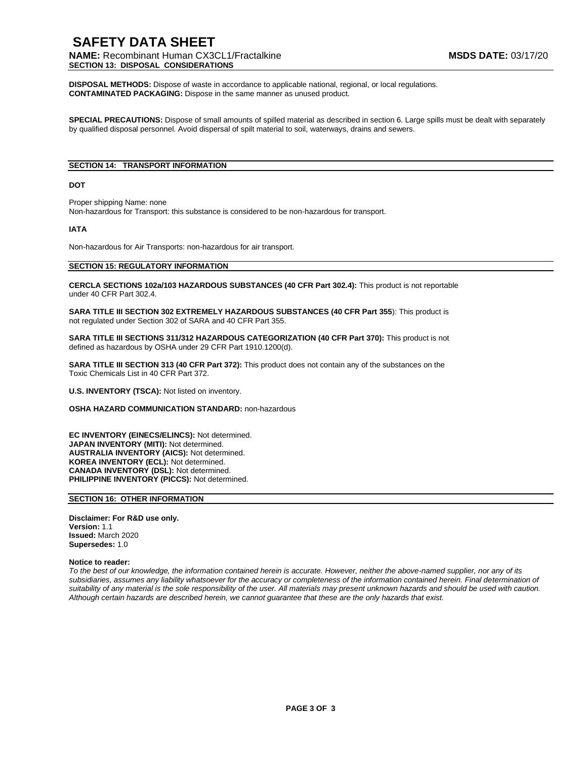# SAFETY DATA SHEET

**NAME:** Recombinant Human CX3CL1/Fractalkine **MSDS DATE:** 03/17/20

## SECTION 13: DISPOSAL CONSIDERATIONS

**DISPOSAL METHODS:** Dispose of waste in accordance to applicable national, regional, or local regulations.
**CONTAMINATED PACKAGING:** Dispose in the same manner as unused product.

**SPECIAL PRECAUTIONS:** Dispose of small amounts of spilled material as described in section 6. Large spills must be dealt with separately by qualified disposal personnel. Avoid dispersal of spilt material to soil, waterways, drains and sewers.

## SECTION 14: TRANSPORT INFORMATION

**DOT**

Proper shipping Name: none
Non-hazardous for Transport: this substance is considered to be non-hazardous for transport.

**IATA**

Non-hazardous for Air Transports: non-hazardous for air transport.

## SECTION 15: REGULATORY INFORMATION

**CERCLA SECTIONS 102a/103 HAZARDOUS SUBSTANCES (40 CFR Part 302.4):** This product is not reportable under 40 CFR Part 302.4.

**SARA TITLE III SECTION 302 EXTREMELY HAZARDOUS SUBSTANCES (40 CFR Part 355**): This product is not regulated under Section 302 of SARA and 40 CFR Part 355.

**SARA TITLE III SECTIONS 311/312 HAZARDOUS CATEGORIZATION (40 CFR Part 370):** This product is not defined as hazardous by OSHA under 29 CFR Part 1910.1200(d).

**SARA TITLE III SECTION 313 (40 CFR Part 372):** This product does not contain any of the substances on the Toxic Chemicals List in 40 CFR Part 372.

**U.S. INVENTORY (TSCA):** Not listed on inventory.

**OSHA HAZARD COMMUNICATION STANDARD:** non-hazardous

**EC INVENTORY (EINECS/ELINCS):** Not determined.
**JAPAN INVENTORY (MITI):** Not determined.
**AUSTRALIA INVENTORY (AICS):** Not determined.
**KOREA INVENTORY (ECL):** Not determined.
**CANADA INVENTORY (DSL):** Not determined.
**PHILIPPINE INVENTORY (PICCS):** Not determined.

## SECTION 16: OTHER INFORMATION

**Disclaimer: For R&D use only.**
**Version:** 1.1
**Issued:** March 2020
**Supersedes:** 1.0

**Notice to reader:**
*To the best of our knowledge, the information contained herein is accurate. However, neither the above-named supplier, nor any of its subsidiaries, assumes any liability whatsoever for the accuracy or completeness of the information contained herein. Final determination of suitability of any material is the sole responsibility of the user. All materials may present unknown hazards and should be used with caution. Although certain hazards are described herein, we cannot guarantee that these are the only hazards that exist.*